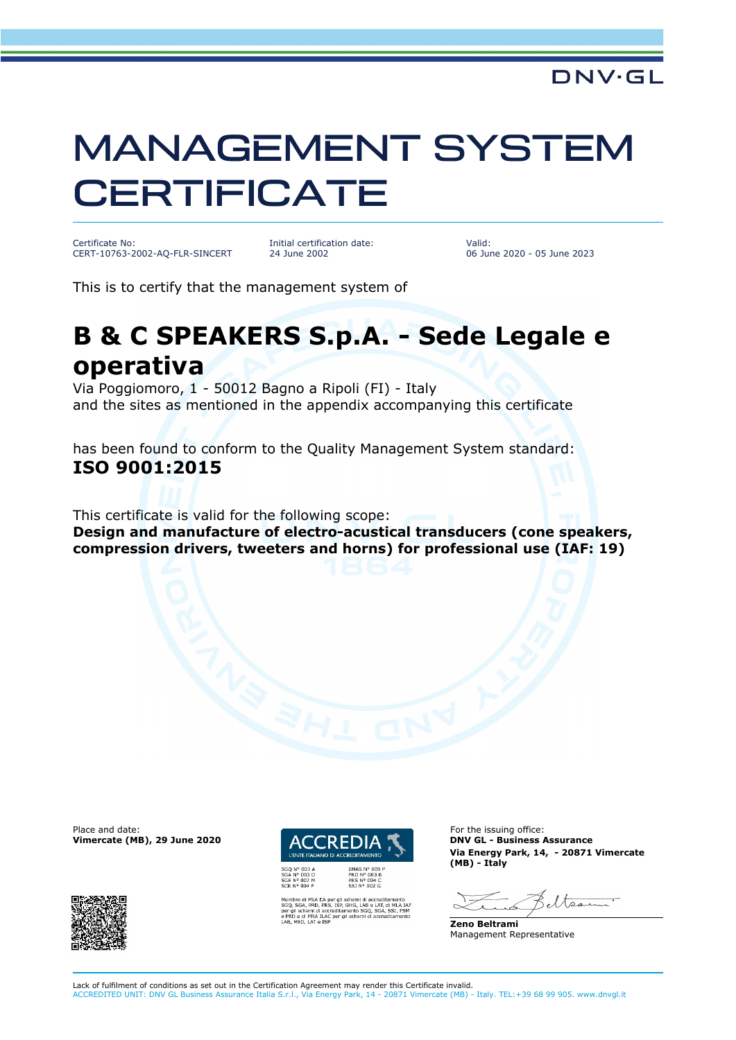DNV·GL

# MANAGEMENT SYSTEM CERTIFICATE

| Certificate No: | Initial certification date: | Valid: |
|---|---|---|
| CERT-10763-2002-AQ-FLR-SINCERT | 24 June 2002 | 06 June 2020 - 05 June 2023 |

This is to certify that the management system of

## B & C SPEAKERS S.p.A. - Sede Legale e operativa

Via Poggiomoro, 1 - 50012 Bagno a Ripoli (FI) - Italy
and the sites as mentioned in the appendix accompanying this certificate

has been found to conform to the Quality Management System standard:
**ISO 9001:2015**

This certificate is valid for the following scope:
**Design and manufacture of electro-acustical transducers (cone speakers, compression drivers, tweeters and horns) for professional use (IAF: 19)**

Place and date:
**Vimercate (MB), 29 June 2020**

ACCREDIA
L'ENTE ITALIANO DI ACCREDITAMENTO

SGQ N° 003 A
SGA N° 003 D
SGE N° 007 M
SCR N° 004 F
EMAS N° 009 P
PRD N° 003 B
PRS N° 094 C
SSI N° 002 G

Membro di MLA EA per gli schemi di accreditamento SGQ, SGA, PRD, PRS, ISP, GHG, LAB e LAT, di MLA IAF per gli schemi di accreditamento SGQ, SGA, SSI, FSM e PRD e di MRA ILAC per gli schemi di accreditamento LAB, MED, LAT e ISP

For the issuing office:
**DNV GL - Business Assurance**
**Via Energy Park, 14, - 20871 Vimercate (MB) - Italy**

**Zeno Beltrami**
Management Representative

Lack of fulfilment of conditions as set out in the Certification Agreement may render this Certificate invalid.
ACCREDITED UNIT: DNV GL Business Assurance Italia S.r.l., Via Energy Park, 14 - 20871 Vimercate (MB) - Italy. TEL:+39 68 99 905. www.dnvgl.it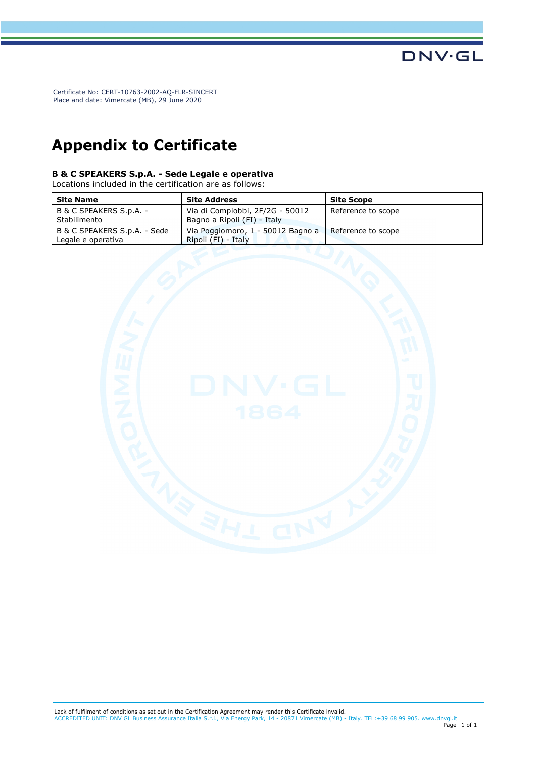Certificate No: CERT-10763-2002-AQ-FLR-SINCERT
Place and date: Vimercate (MB), 29 June 2020

# Appendix to Certificate

**B & C SPEAKERS S.p.A. - Sede Legale e operativa**
Locations included in the certification are as follows:

| Site Name | Site Address | Site Scope |
|---|---|---|
| B & C SPEAKERS S.p.A. - Stabilimento | Via di Compiobbi, 2F/2G - 50012 Bagno a Ripoli (FI) - Italy | Reference to scope |
| B & C SPEAKERS S.p.A. - Sede Legale e operativa | Via Poggiomoro, 1 - 50012 Bagno a Ripoli (FI) - Italy | Reference to scope |

Lack of fulfilment of conditions as set out in the Certification Agreement may render this Certificate invalid.
ACCREDITED UNIT: DNV GL Business Assurance Italia S.r.l., Via Energy Park, 14 - 20871 Vimercate (MB) - Italy. TEL:+39 68 99 905. www.dnvgl.it